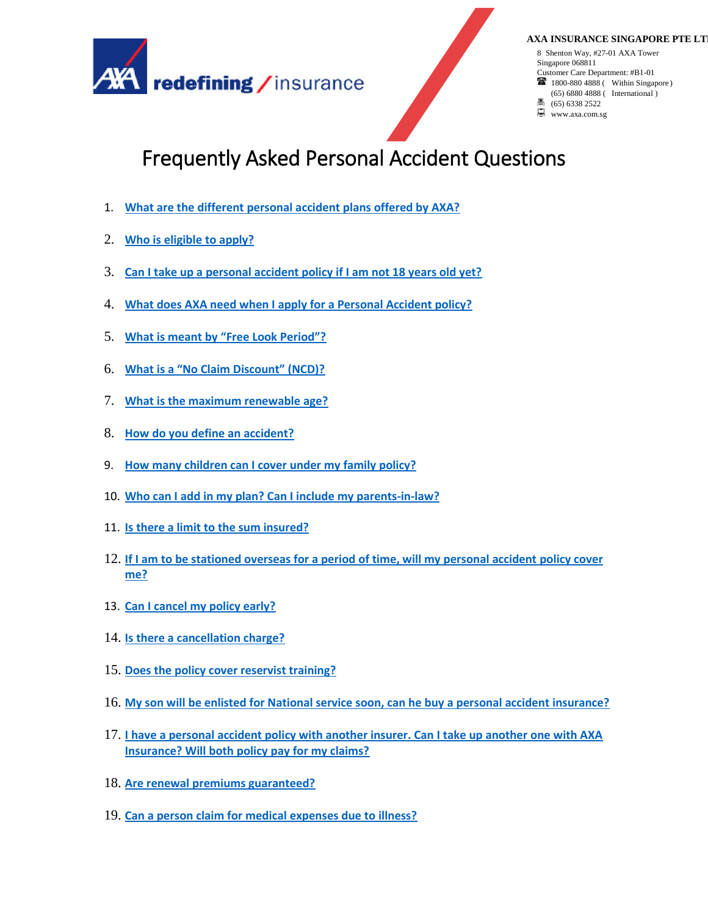**AXA INSURANCE SINGAPORE PTE LTD**

8 Shenton Way, #27-01 AXA Tower
Singapore 068811
Customer Care Department: #B1-01
1800-880 4888 ( Within Singapore )
(65) 6880 4888 ( International )
(65) 6338 2522
www.axa.com.sg

redefining / insurance

# Frequently Asked Personal Accident Questions

1. What are the different personal accident plans offered by AXA?
2. Who is eligible to apply?
3. Can I take up a personal accident policy if I am not 18 years old yet?
4. What does AXA need when I apply for a Personal Accident policy?
5. What is meant by "Free Look Period"?
6. What is a "No Claim Discount" (NCD)?
7. What is the maximum renewable age?
8. How do you define an accident?
9. How many children can I cover under my family policy?
10. Who can I add in my plan? Can I include my parents-in-law?
11. Is there a limit to the sum insured?
12. If I am to be stationed overseas for a period of time, will my personal accident policy cover me?
13. Can I cancel my policy early?
14. Is there a cancellation charge?
15. Does the policy cover reservist training?
16. My son will be enlisted for National service soon, can he buy a personal accident insurance?
17. I have a personal accident policy with another insurer. Can I take up another one with AXA Insurance? Will both policy pay for my claims?
18. Are renewal premiums guaranteed?
19. Can a person claim for medical expenses due to illness?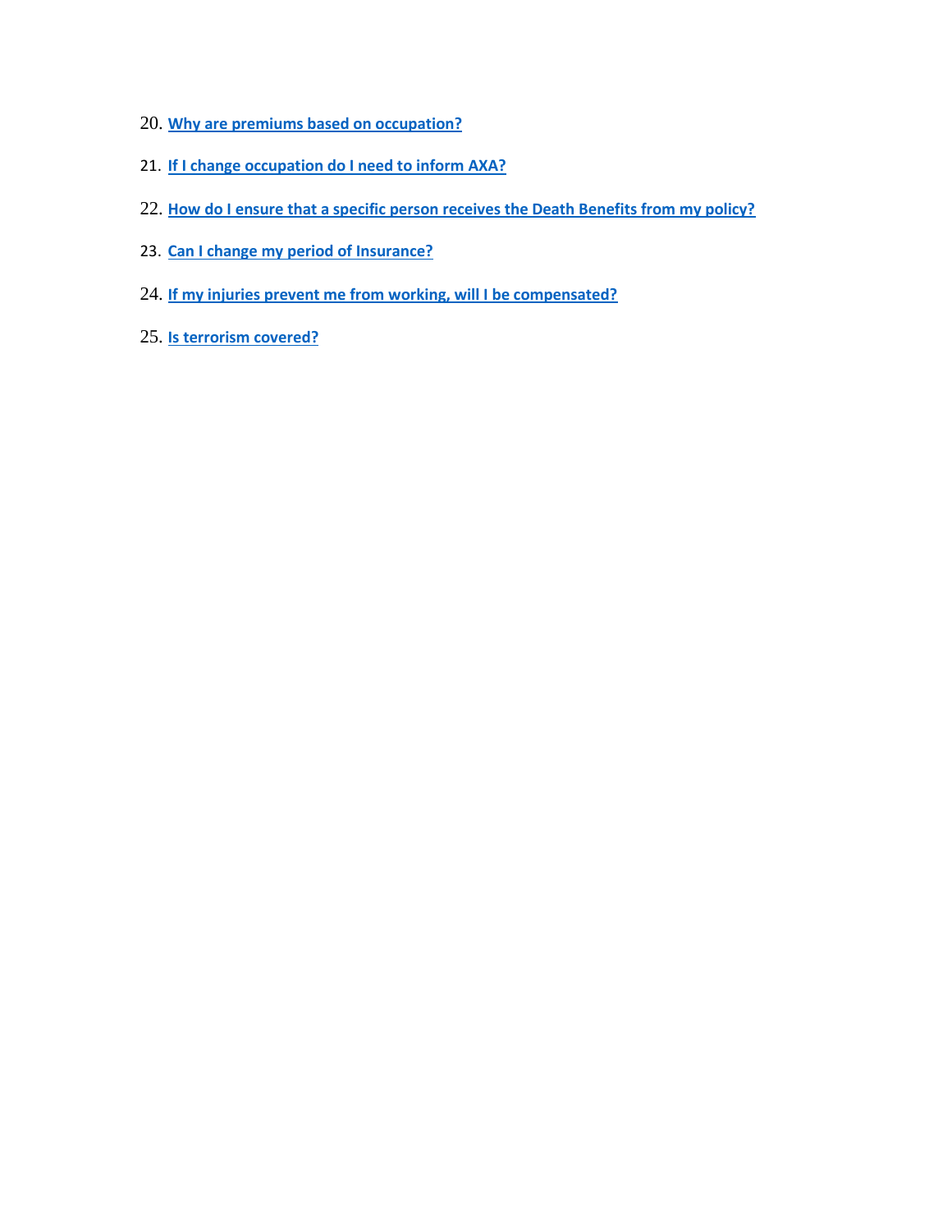20. **Why are premiums based on occupation?**
21. **If I change occupation do I need to inform AXA?**
22. **How do I ensure that a specific person receives the Death Benefits from my policy?**
23. **Can I change my period of Insurance?**
24. **If my injuries prevent me from working, will I be compensated?**
25. **Is terrorism covered?**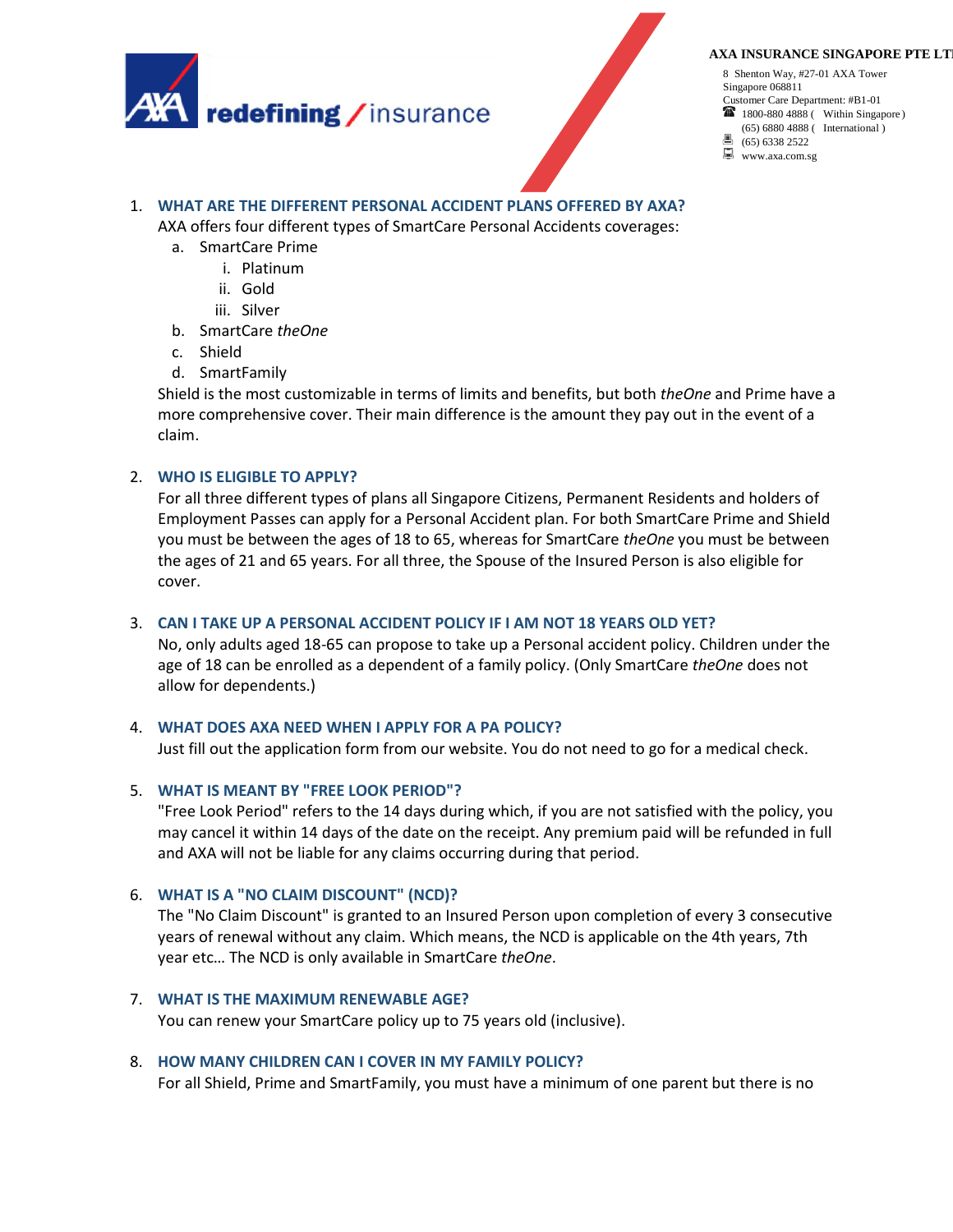**AXA INSURANCE SINGAPORE PTE LTD**

8 Shenton Way, #27-01 AXA Tower
Singapore 068811
Customer Care Department: #B1-01
1800-880 4888 ( Within Singapore )
(65) 6880 4888 ( International )
(65) 6338 2522
www.axa.com.sg

1. **WHAT ARE THE DIFFERENT PERSONAL ACCIDENT PLANS OFFERED BY AXA?**
   AXA offers four different types of SmartCare Personal Accidents coverages:
   a. SmartCare Prime
      i. Platinum
      ii. Gold
      iii. Silver
   b. SmartCare *theOne*
   c. Shield
   d. SmartFamily

   Shield is the most customizable in terms of limits and benefits, but both *theOne* and Prime have a more comprehensive cover. Their main difference is the amount they pay out in the event of a claim.

2. **WHO IS ELIGIBLE TO APPLY?**
   For all three different types of plans all Singapore Citizens, Permanent Residents and holders of Employment Passes can apply for a Personal Accident plan. For both SmartCare Prime and Shield you must be between the ages of 18 to 65, whereas for SmartCare *theOne* you must be between the ages of 21 and 65 years. For all three, the Spouse of the Insured Person is also eligible for cover.

3. **CAN I TAKE UP A PERSONAL ACCIDENT POLICY IF I AM NOT 18 YEARS OLD YET?**
   No, only adults aged 18-65 can propose to take up a Personal accident policy. Children under the age of 18 can be enrolled as a dependent of a family policy. (Only SmartCare *theOne* does not allow for dependents.)

4. **WHAT DOES AXA NEED WHEN I APPLY FOR A PA POLICY?**
   Just fill out the application form from our website. You do not need to go for a medical check.

5. **WHAT IS MEANT BY "FREE LOOK PERIOD"?**
   "Free Look Period" refers to the 14 days during which, if you are not satisfied with the policy, you may cancel it within 14 days of the date on the receipt. Any premium paid will be refunded in full and AXA will not be liable for any claims occurring during that period.

6. **WHAT IS A "NO CLAIM DISCOUNT" (NCD)?**
   The "No Claim Discount" is granted to an Insured Person upon completion of every 3 consecutive years of renewal without any claim. Which means, the NCD is applicable on the 4th years, 7th year etc… The NCD is only available in SmartCare *theOne*.

7. **WHAT IS THE MAXIMUM RENEWABLE AGE?**
   You can renew your SmartCare policy up to 75 years old (inclusive).

8. **HOW MANY CHILDREN CAN I COVER IN MY FAMILY POLICY?**
   For all Shield, Prime and SmartFamily, you must have a minimum of one parent but there is no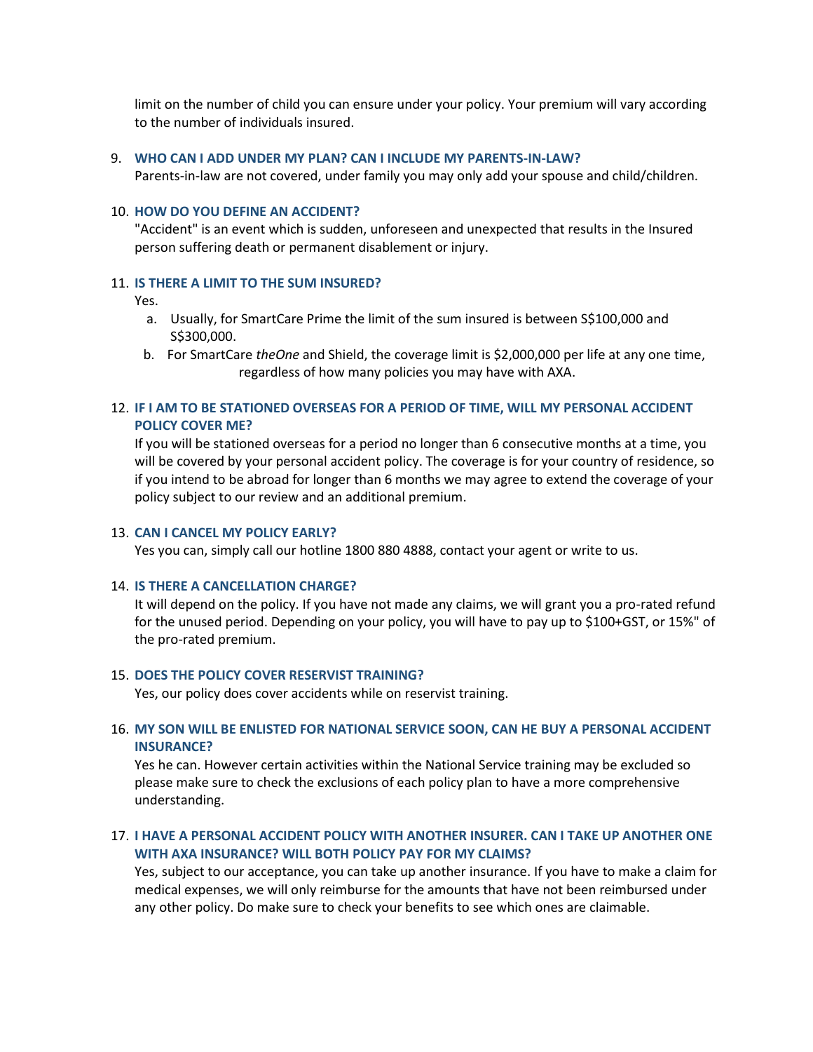limit on the number of child you can ensure under your policy. Your premium will vary according to the number of individuals insured.

9. **WHO CAN I ADD UNDER MY PLAN? CAN I INCLUDE MY PARENTS-IN-LAW?**
   Parents-in-law are not covered, under family you may only add your spouse and child/children.

10. **HOW DO YOU DEFINE AN ACCIDENT?**
    "Accident" is an event which is sudden, unforeseen and unexpected that results in the Insured person suffering death or permanent disablement or injury.

11. **IS THERE A LIMIT TO THE SUM INSURED?**
    Yes.
    a. Usually, for SmartCare Prime the limit of the sum insured is between S$100,000 and S$300,000.
    b. For SmartCare *theOne* and Shield, the coverage limit is $2,000,000 per life at any one time, regardless of how many policies you may have with AXA.

12. **IF I AM TO BE STATIONED OVERSEAS FOR A PERIOD OF TIME, WILL MY PERSONAL ACCIDENT POLICY COVER ME?**
    If you will be stationed overseas for a period no longer than 6 consecutive months at a time, you will be covered by your personal accident policy. The coverage is for your country of residence, so if you intend to be abroad for longer than 6 months we may agree to extend the coverage of your policy subject to our review and an additional premium.

13. **CAN I CANCEL MY POLICY EARLY?**
    Yes you can, simply call our hotline 1800 880 4888, contact your agent or write to us.

14. **IS THERE A CANCELLATION CHARGE?**
    It will depend on the policy. If you have not made any claims, we will grant you a pro-rated refund for the unused period. Depending on your policy, you will have to pay up to $100+GST, or 15%" of the pro-rated premium.

15. **DOES THE POLICY COVER RESERVIST TRAINING?**
    Yes, our policy does cover accidents while on reservist training.

16. **MY SON WILL BE ENLISTED FOR NATIONAL SERVICE SOON, CAN HE BUY A PERSONAL ACCIDENT INSURANCE?**
    Yes he can. However certain activities within the National Service training may be excluded so please make sure to check the exclusions of each policy plan to have a more comprehensive understanding.

17. **I HAVE A PERSONAL ACCIDENT POLICY WITH ANOTHER INSURER. CAN I TAKE UP ANOTHER ONE WITH AXA INSURANCE? WILL BOTH POLICY PAY FOR MY CLAIMS?**
    Yes, subject to our acceptance, you can take up another insurance. If you have to make a claim for medical expenses, we will only reimburse for the amounts that have not been reimbursed under any other policy. Do make sure to check your benefits to see which ones are claimable.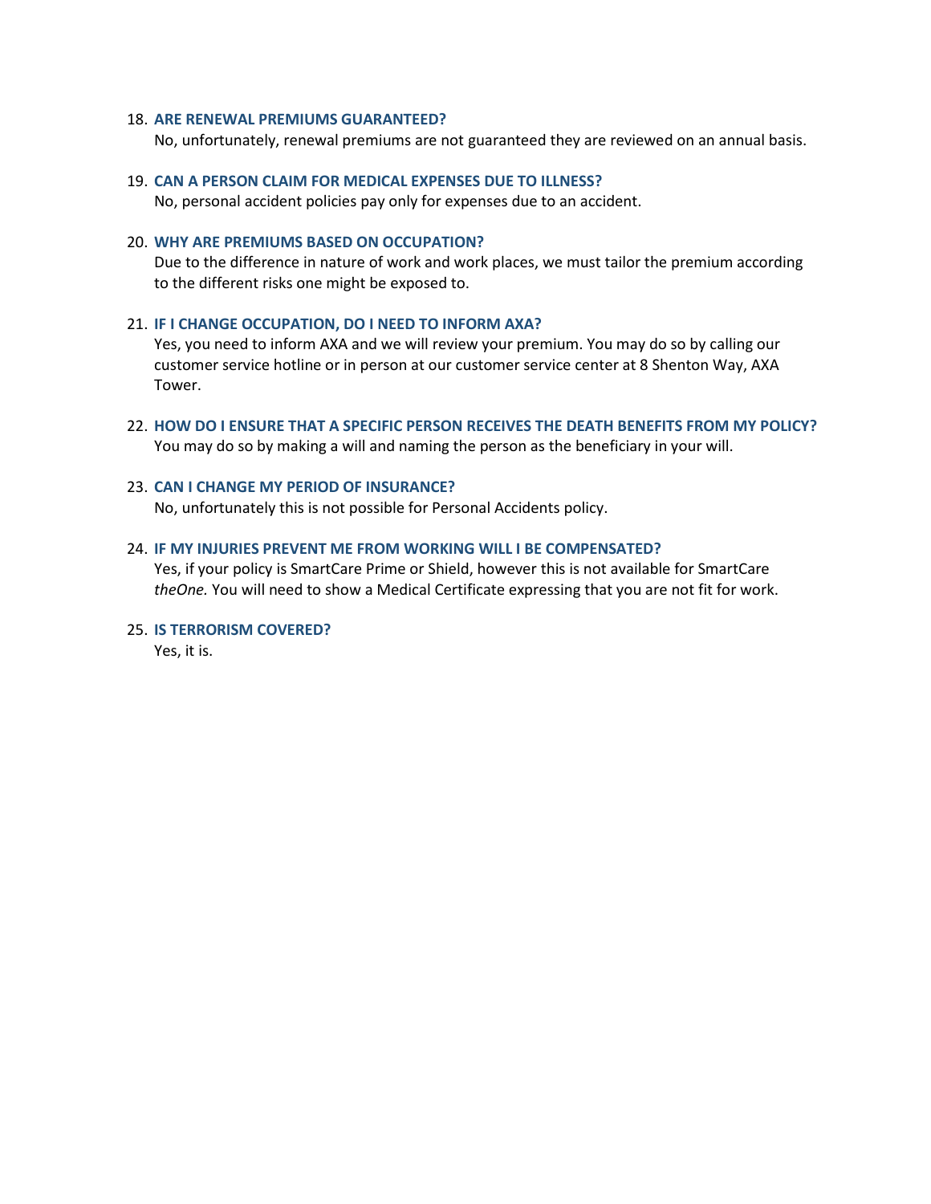18. **ARE RENEWAL PREMIUMS GUARANTEED?**
    No, unfortunately, renewal premiums are not guaranteed they are reviewed on an annual basis.

19. **CAN A PERSON CLAIM FOR MEDICAL EXPENSES DUE TO ILLNESS?**
    No, personal accident policies pay only for expenses due to an accident.

20. **WHY ARE PREMIUMS BASED ON OCCUPATION?**
    Due to the difference in nature of work and work places, we must tailor the premium according to the different risks one might be exposed to.

21. **IF I CHANGE OCCUPATION, DO I NEED TO INFORM AXA?**
    Yes, you need to inform AXA and we will review your premium. You may do so by calling our customer service hotline or in person at our customer service center at 8 Shenton Way, AXA Tower.

22. **HOW DO I ENSURE THAT A SPECIFIC PERSON RECEIVES THE DEATH BENEFITS FROM MY POLICY?**
    You may do so by making a will and naming the person as the beneficiary in your will.

23. **CAN I CHANGE MY PERIOD OF INSURANCE?**
    No, unfortunately this is not possible for Personal Accidents policy.

24. **IF MY INJURIES PREVENT ME FROM WORKING WILL I BE COMPENSATED?**
    Yes, if your policy is SmartCare Prime or Shield, however this is not available for SmartCare *theOne.* You will need to show a Medical Certificate expressing that you are not fit for work.

25. **IS TERRORISM COVERED?**
    Yes, it is.